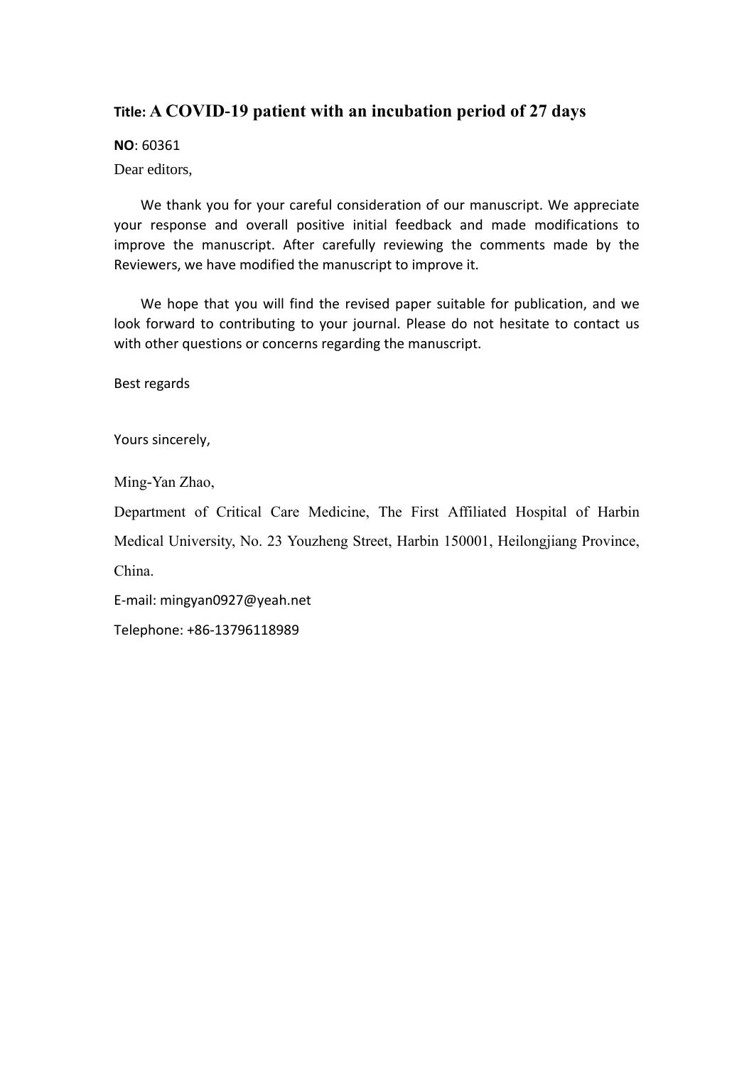**Title: A COVID-19 patient with an incubation period of 27 days**

**NO**: 60361

Dear editors,

We thank you for your careful consideration of our manuscript. We appreciate your response and overall positive initial feedback and made modifications to improve the manuscript. After carefully reviewing the comments made by the Reviewers, we have modified the manuscript to improve it.

We hope that you will find the revised paper suitable for publication, and we look forward to contributing to your journal. Please do not hesitate to contact us with other questions or concerns regarding the manuscript.

Best regards

Yours sincerely,

Ming-Yan Zhao,

Department of Critical Care Medicine, The First Affiliated Hospital of Harbin Medical University, No. 23 Youzheng Street, Harbin 150001, Heilongjiang Province, China.

E-mail: mingyan0927@yeah.net

Telephone: +86-13796118989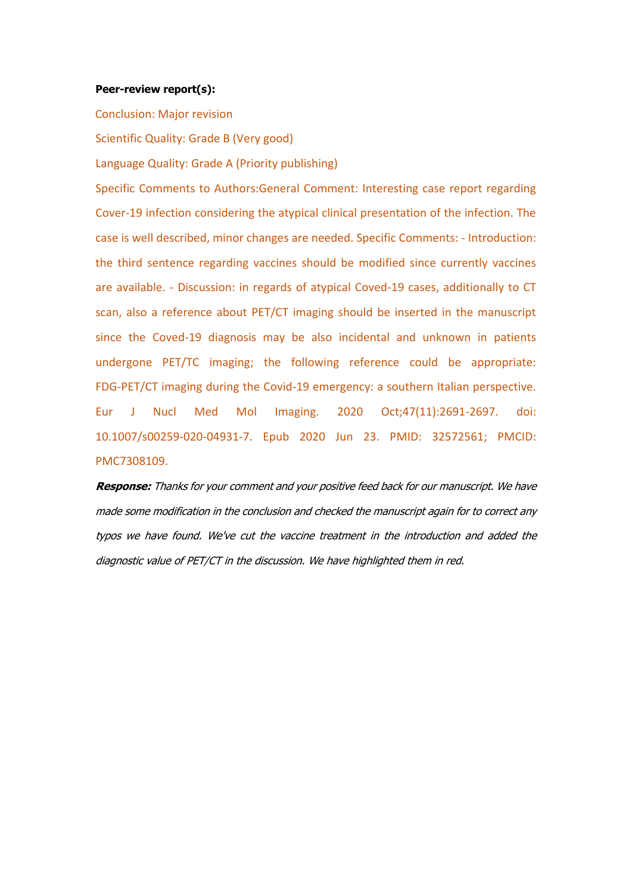**Peer-review report(s):**

Conclusion: Major revision

Scientific Quality: Grade B (Very good)

Language Quality: Grade A (Priority publishing)

Specific Comments to Authors:General Comment: Interesting case report regarding Cover-19 infection considering the atypical clinical presentation of the infection. The case is well described, minor changes are needed. Specific Comments: - Introduction: the third sentence regarding vaccines should be modified since currently vaccines are available. - Discussion: in regards of atypical Coved-19 cases, additionally to CT scan, also a reference about PET/CT imaging should be inserted in the manuscript since the Coved-19 diagnosis may be also incidental and unknown in patients undergone PET/TC imaging; the following reference could be appropriate: FDG-PET/CT imaging during the Covid-19 emergency: a southern Italian perspective. Eur J Nucl Med Mol Imaging. 2020 Oct;47(11):2691-2697. doi: 10.1007/s00259-020-04931-7. Epub 2020 Jun 23. PMID: 32572561; PMCID: PMC7308109.

***Response:*** *Thanks for your comment and your positive feed back for our manuscript. We have made some modification in the conclusion and checked the manuscript again for to correct any typos we have found. We've cut the vaccine treatment in the introduction and added the diagnostic value of PET/CT in the discussion. We have highlighted them in red.*